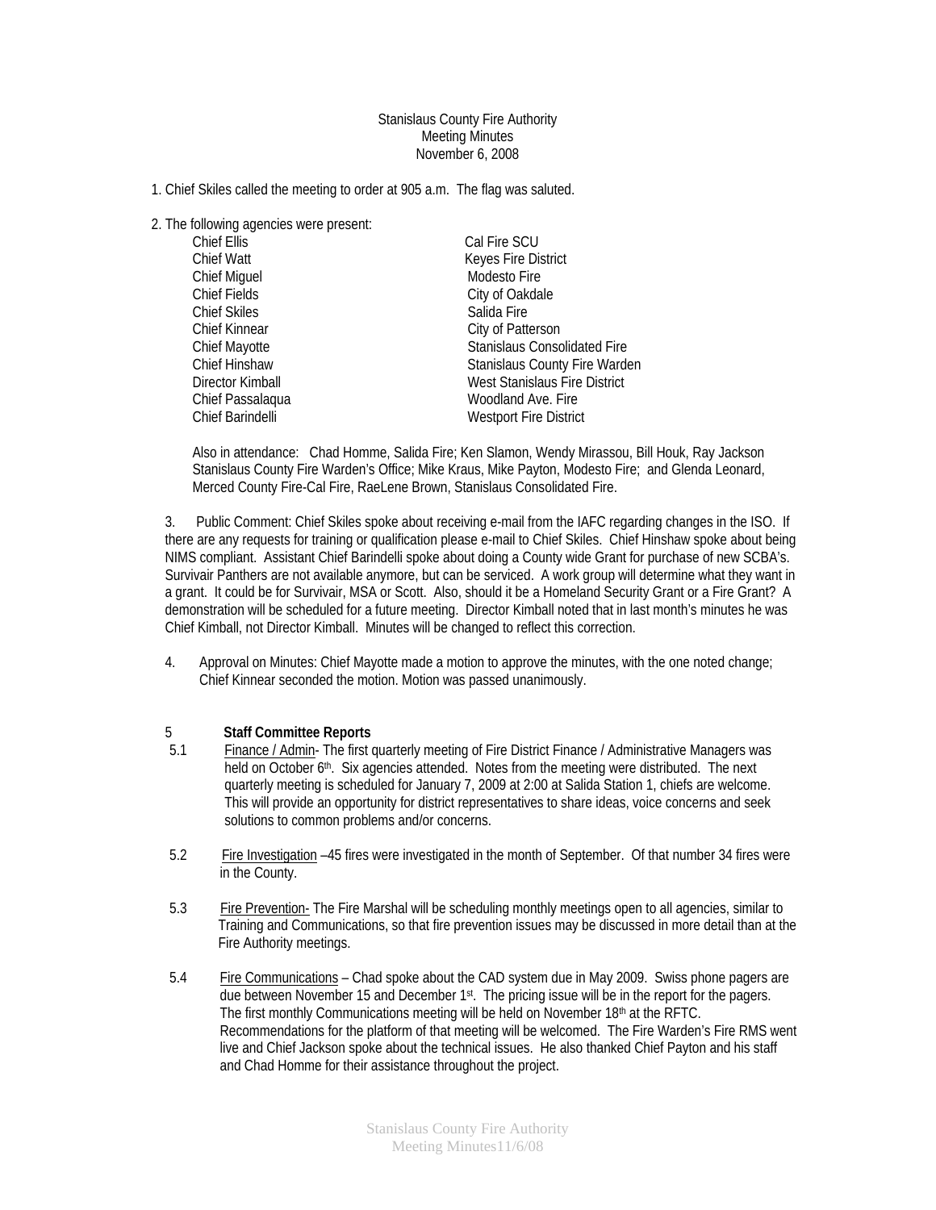Stanislaus County Fire Authority
Meeting Minutes
November 6, 2008

1. Chief Skiles called the meeting to order at 905 a.m. The flag was saluted.

2. The following agencies were present:

| | |
|---|---|
| Chief Ellis | Cal Fire SCU |
| Chief Watt | Keyes Fire District |
| Chief Miguel | Modesto Fire |
| Chief Fields | City of Oakdale |
| Chief Skiles | Salida Fire |
| Chief Kinnear | City of Patterson |
| Chief Mayotte | Stanislaus Consolidated Fire |
| Chief Hinshaw | Stanislaus County Fire Warden |
| Director Kimball | West Stanislaus Fire District |
| Chief Passalaqua | Woodland Ave. Fire |
| Chief Barindelli | Westport Fire District |

Also in attendance: Chad Homme, Salida Fire; Ken Slamon, Wendy Mirassou, Bill Houk, Ray Jackson Stanislaus County Fire Warden's Office; Mike Kraus, Mike Payton, Modesto Fire; and Glenda Leonard, Merced County Fire-Cal Fire, RaeLene Brown, Stanislaus Consolidated Fire.

3. Public Comment: Chief Skiles spoke about receiving e-mail from the IAFC regarding changes in the ISO. If there are any requests for training or qualification please e-mail to Chief Skiles. Chief Hinshaw spoke about being NIMS compliant. Assistant Chief Barindelli spoke about doing a County wide Grant for purchase of new SCBA's. Survivair Panthers are not available anymore, but can be serviced. A work group will determine what they want in a grant. It could be for Survivair, MSA or Scott. Also, should it be a Homeland Security Grant or a Fire Grant? A demonstration will be scheduled for a future meeting. Director Kimball noted that in last month's minutes he was Chief Kimball, not Director Kimball. Minutes will be changed to reflect this correction.

4. Approval on Minutes: Chief Mayotte made a motion to approve the minutes, with the one noted change; Chief Kinnear seconded the motion. Motion was passed unanimously.

5 **Staff Committee Reports**

5.1 Finance / Admin- The first quarterly meeting of Fire District Finance / Administrative Managers was held on October 6th. Six agencies attended. Notes from the meeting were distributed. The next quarterly meeting is scheduled for January 7, 2009 at 2:00 at Salida Station 1, chiefs are welcome. This will provide an opportunity for district representatives to share ideas, voice concerns and seek solutions to common problems and/or concerns.

5.2 Fire Investigation –45 fires were investigated in the month of September. Of that number 34 fires were in the County.

5.3 Fire Prevention- The Fire Marshal will be scheduling monthly meetings open to all agencies, similar to Training and Communications, so that fire prevention issues may be discussed in more detail than at the Fire Authority meetings.

5.4 Fire Communications – Chad spoke about the CAD system due in May 2009. Swiss phone pagers are due between November 15 and December 1st. The pricing issue will be in the report for the pagers. The first monthly Communications meeting will be held on November 18th at the RFTC. Recommendations for the platform of that meeting will be welcomed. The Fire Warden's Fire RMS went live and Chief Jackson spoke about the technical issues. He also thanked Chief Payton and his staff and Chad Homme for their assistance throughout the project.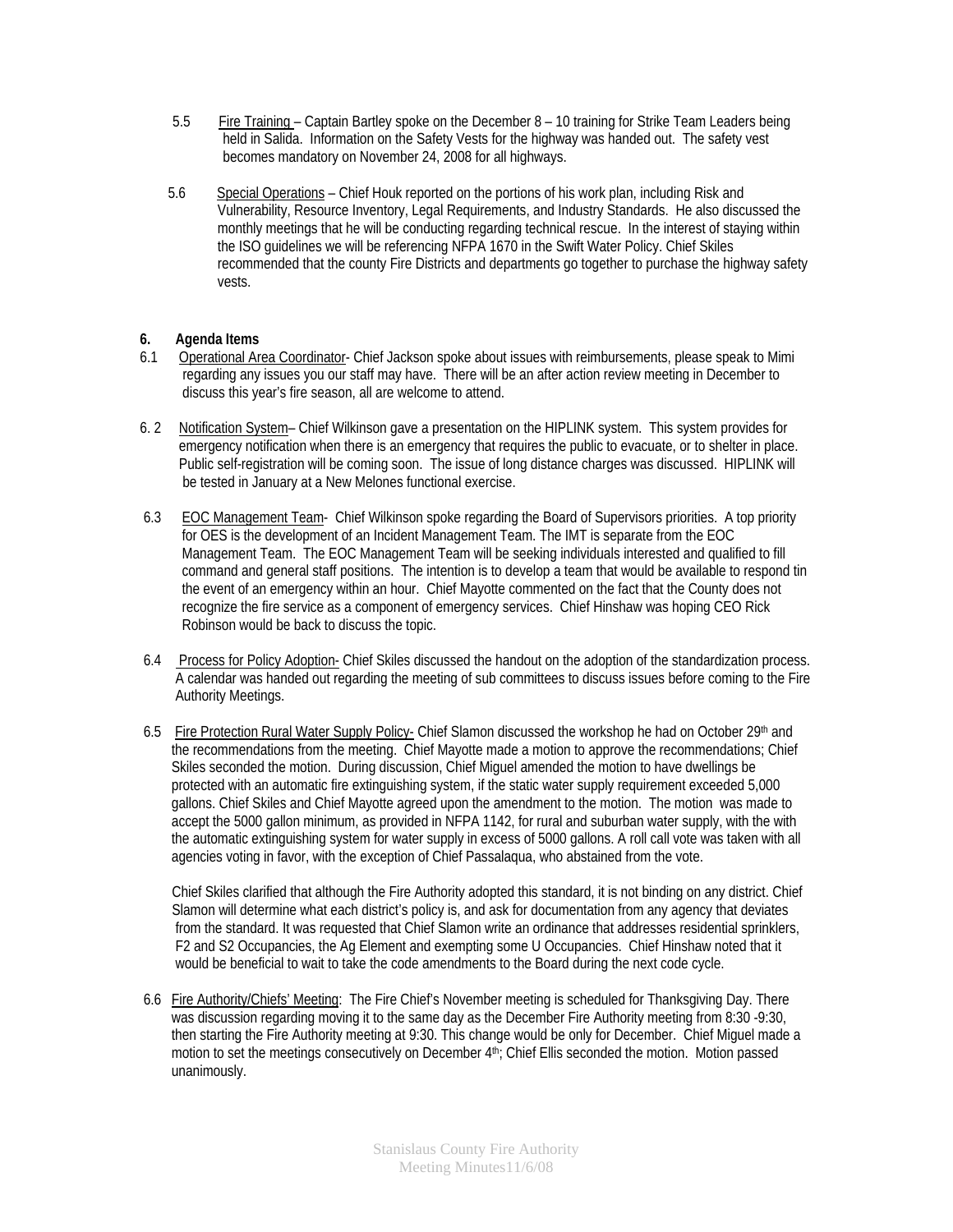5.5 Fire Training – Captain Bartley spoke on the December 8 – 10 training for Strike Team Leaders being held in Salida. Information on the Safety Vests for the highway was handed out. The safety vest becomes mandatory on November 24, 2008 for all highways.

5.6 Special Operations – Chief Houk reported on the portions of his work plan, including Risk and Vulnerability, Resource Inventory, Legal Requirements, and Industry Standards. He also discussed the monthly meetings that he will be conducting regarding technical rescue. In the interest of staying within the ISO guidelines we will be referencing NFPA 1670 in the Swift Water Policy. Chief Skiles recommended that the county Fire Districts and departments go together to purchase the highway safety vests.

**6. Agenda Items**

6.1 Operational Area Coordinator- Chief Jackson spoke about issues with reimbursements, please speak to Mimi regarding any issues you our staff may have. There will be an after action review meeting in December to discuss this year's fire season, all are welcome to attend.

6. 2 Notification System– Chief Wilkinson gave a presentation on the HIPLINK system. This system provides for emergency notification when there is an emergency that requires the public to evacuate, or to shelter in place. Public self-registration will be coming soon. The issue of long distance charges was discussed. HIPLINK will be tested in January at a New Melones functional exercise.

6.3 EOC Management Team- Chief Wilkinson spoke regarding the Board of Supervisors priorities. A top priority for OES is the development of an Incident Management Team. The IMT is separate from the EOC Management Team. The EOC Management Team will be seeking individuals interested and qualified to fill command and general staff positions. The intention is to develop a team that would be available to respond tin the event of an emergency within an hour. Chief Mayotte commented on the fact that the County does not recognize the fire service as a component of emergency services. Chief Hinshaw was hoping CEO Rick Robinson would be back to discuss the topic.

6.4 Process for Policy Adoption- Chief Skiles discussed the handout on the adoption of the standardization process. A calendar was handed out regarding the meeting of sub committees to discuss issues before coming to the Fire Authority Meetings.

6.5 Fire Protection Rural Water Supply Policy- Chief Slamon discussed the workshop he had on October 29th and the recommendations from the meeting. Chief Mayotte made a motion to approve the recommendations; Chief Skiles seconded the motion. During discussion, Chief Miguel amended the motion to have dwellings be protected with an automatic fire extinguishing system, if the static water supply requirement exceeded 5,000 gallons. Chief Skiles and Chief Mayotte agreed upon the amendment to the motion. The motion was made to accept the 5000 gallon minimum, as provided in NFPA 1142, for rural and suburban water supply, with the with the automatic extinguishing system for water supply in excess of 5000 gallons. A roll call vote was taken with all agencies voting in favor, with the exception of Chief Passalaqua, who abstained from the vote.

Chief Skiles clarified that although the Fire Authority adopted this standard, it is not binding on any district. Chief Slamon will determine what each district's policy is, and ask for documentation from any agency that deviates from the standard. It was requested that Chief Slamon write an ordinance that addresses residential sprinklers, F2 and S2 Occupancies, the Ag Element and exempting some U Occupancies. Chief Hinshaw noted that it would be beneficial to wait to take the code amendments to the Board during the next code cycle.

6.6 Fire Authority/Chiefs' Meeting: The Fire Chief's November meeting is scheduled for Thanksgiving Day. There was discussion regarding moving it to the same day as the December Fire Authority meeting from 8:30 -9:30, then starting the Fire Authority meeting at 9:30. This change would be only for December. Chief Miguel made a motion to set the meetings consecutively on December 4th; Chief Ellis seconded the motion. Motion passed unanimously.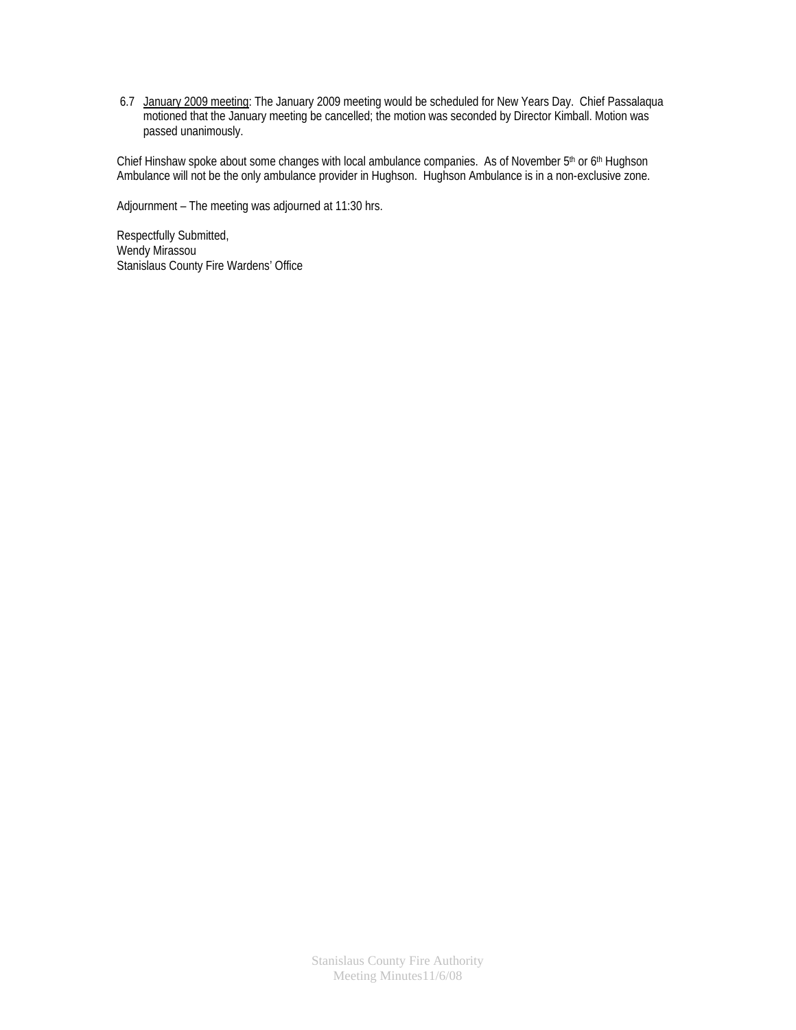6.7 <u>January 2009 meeting</u>: The January 2009 meeting would be scheduled for New Years Day. Chief Passalaqua motioned that the January meeting be cancelled; the motion was seconded by Director Kimball. Motion was passed unanimously.

Chief Hinshaw spoke about some changes with local ambulance companies. As of November 5th or 6th Hughson Ambulance will not be the only ambulance provider in Hughson. Hughson Ambulance is in a non-exclusive zone.

Adjournment – The meeting was adjourned at 11:30 hrs.

Respectfully Submitted,
Wendy Mirassou
Stanislaus County Fire Wardens' Office